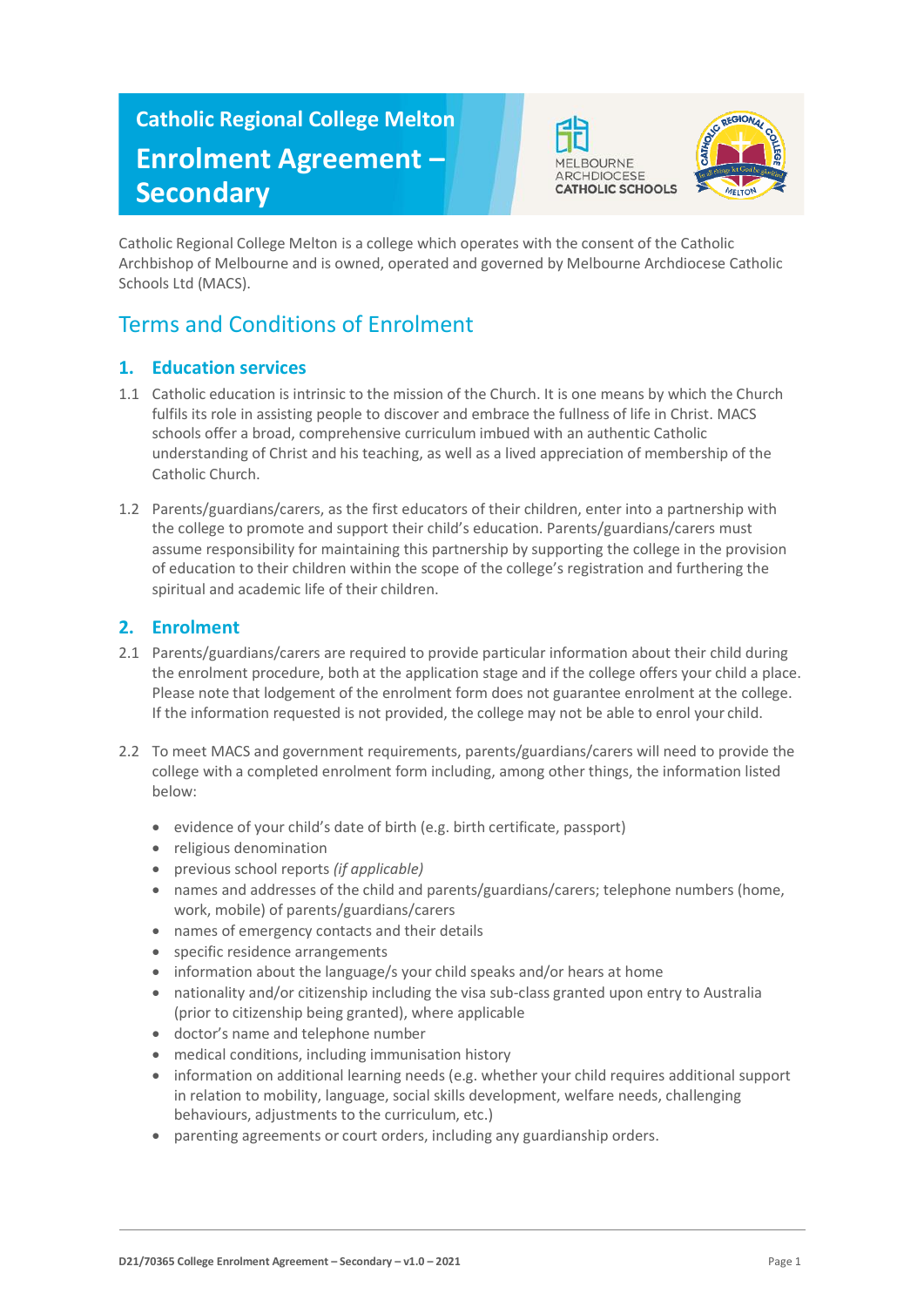# Catholic Regional College Melton

# Enrolment Agreement – Secondary

MELBOURNE ARCHDIOCESE CATHOLIC SCHOOLS

Catholic Regional College Melton is a college which operates with the consent of the Catholic Archbishop of Melbourne and is owned, operated and governed by Melbourne Archdiocese Catholic Schools Ltd (MACS).

## Terms and Conditions of Enrolment

### 1. Education services

1.1 Catholic education is intrinsic to the mission of the Church. It is one means by which the Church fulfils its role in assisting people to discover and embrace the fullness of life in Christ. MACS schools offer a broad, comprehensive curriculum imbued with an authentic Catholic understanding of Christ and his teaching, as well as a lived appreciation of membership of the Catholic Church.

1.2 Parents/guardians/carers, as the first educators of their children, enter into a partnership with the college to promote and support their child's education. Parents/guardians/carers must assume responsibility for maintaining this partnership by supporting the college in the provision of education to their children within the scope of the college's registration and furthering the spiritual and academic life of their children.

### 2. Enrolment

2.1 Parents/guardians/carers are required to provide particular information about their child during the enrolment procedure, both at the application stage and if the college offers your child a place. Please note that lodgement of the enrolment form does not guarantee enrolment at the college. If the information requested is not provided, the college may not be able to enrol your child.

2.2 To meet MACS and government requirements, parents/guardians/carers will need to provide the college with a completed enrolment form including, among other things, the information listed below:

- evidence of your child's date of birth (e.g. birth certificate, passport)
- religious denomination
- previous school reports *(if applicable)*
- names and addresses of the child and parents/guardians/carers; telephone numbers (home, work, mobile) of parents/guardians/carers
- names of emergency contacts and their details
- specific residence arrangements
- information about the language/s your child speaks and/or hears at home
- nationality and/or citizenship including the visa sub-class granted upon entry to Australia (prior to citizenship being granted), where applicable
- doctor's name and telephone number
- medical conditions, including immunisation history
- information on additional learning needs (e.g. whether your child requires additional support in relation to mobility, language, social skills development, welfare needs, challenging behaviours, adjustments to the curriculum, etc.)
- parenting agreements or court orders, including any guardianship orders.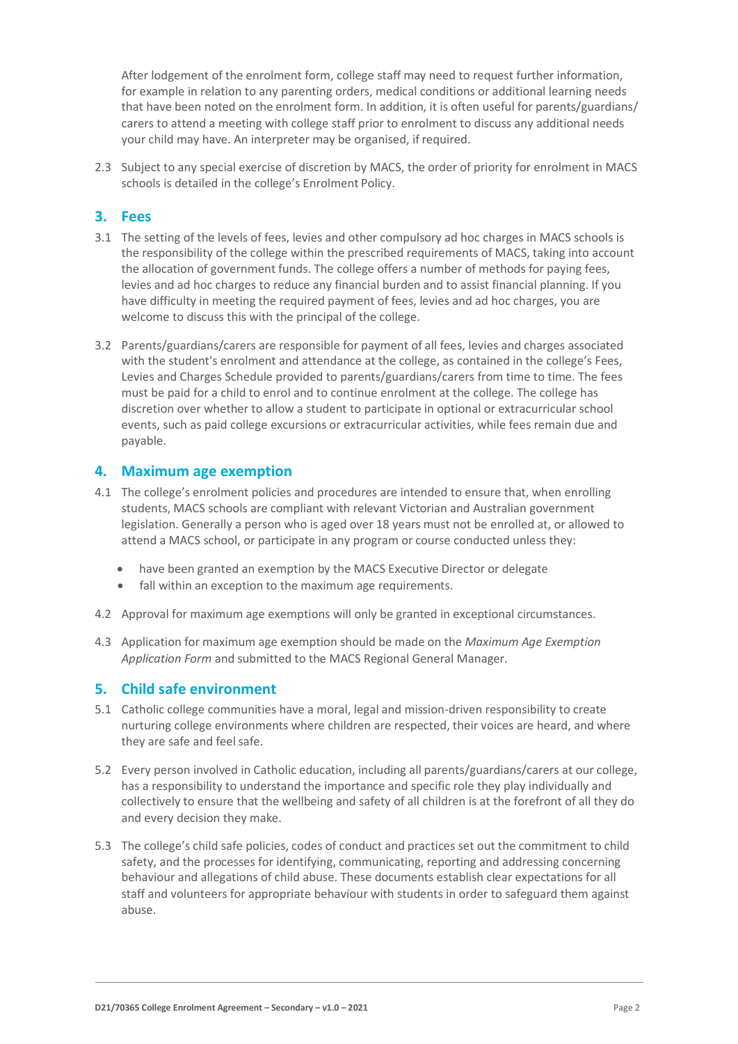After lodgement of the enrolment form, college staff may need to request further information, for example in relation to any parenting orders, medical conditions or additional learning needs that have been noted on the enrolment form. In addition, it is often useful for parents/guardians/carers to attend a meeting with college staff prior to enrolment to discuss any additional needs your child may have. An interpreter may be organised, if required.

2.3 Subject to any special exercise of discretion by MACS, the order of priority for enrolment in MACS schools is detailed in the college's Enrolment Policy.

## 3. Fees

3.1 The setting of the levels of fees, levies and other compulsory ad hoc charges in MACS schools is the responsibility of the college within the prescribed requirements of MACS, taking into account the allocation of government funds. The college offers a number of methods for paying fees, levies and ad hoc charges to reduce any financial burden and to assist financial planning. If you have difficulty in meeting the required payment of fees, levies and ad hoc charges, you are welcome to discuss this with the principal of the college.

3.2 Parents/guardians/carers are responsible for payment of all fees, levies and charges associated with the student's enrolment and attendance at the college, as contained in the college's Fees, Levies and Charges Schedule provided to parents/guardians/carers from time to time. The fees must be paid for a child to enrol and to continue enrolment at the college. The college has discretion over whether to allow a student to participate in optional or extracurricular school events, such as paid college excursions or extracurricular activities, while fees remain due and payable.

## 4. Maximum age exemption

4.1 The college's enrolment policies and procedures are intended to ensure that, when enrolling students, MACS schools are compliant with relevant Victorian and Australian government legislation. Generally a person who is aged over 18 years must not be enrolled at, or allowed to attend a MACS school, or participate in any program or course conducted unless they:

- have been granted an exemption by the MACS Executive Director or delegate
- fall within an exception to the maximum age requirements.

4.2 Approval for maximum age exemptions will only be granted in exceptional circumstances.

4.3 Application for maximum age exemption should be made on the *Maximum Age Exemption Application Form* and submitted to the MACS Regional General Manager.

## 5. Child safe environment

5.1 Catholic college communities have a moral, legal and mission-driven responsibility to create nurturing college environments where children are respected, their voices are heard, and where they are safe and feel safe.

5.2 Every person involved in Catholic education, including all parents/guardians/carers at our college, has a responsibility to understand the importance and specific role they play individually and collectively to ensure that the wellbeing and safety of all children is at the forefront of all they do and every decision they make.

5.3 The college's child safe policies, codes of conduct and practices set out the commitment to child safety, and the processes for identifying, communicating, reporting and addressing concerning behaviour and allegations of child abuse. These documents establish clear expectations for all staff and volunteers for appropriate behaviour with students in order to safeguard them against abuse.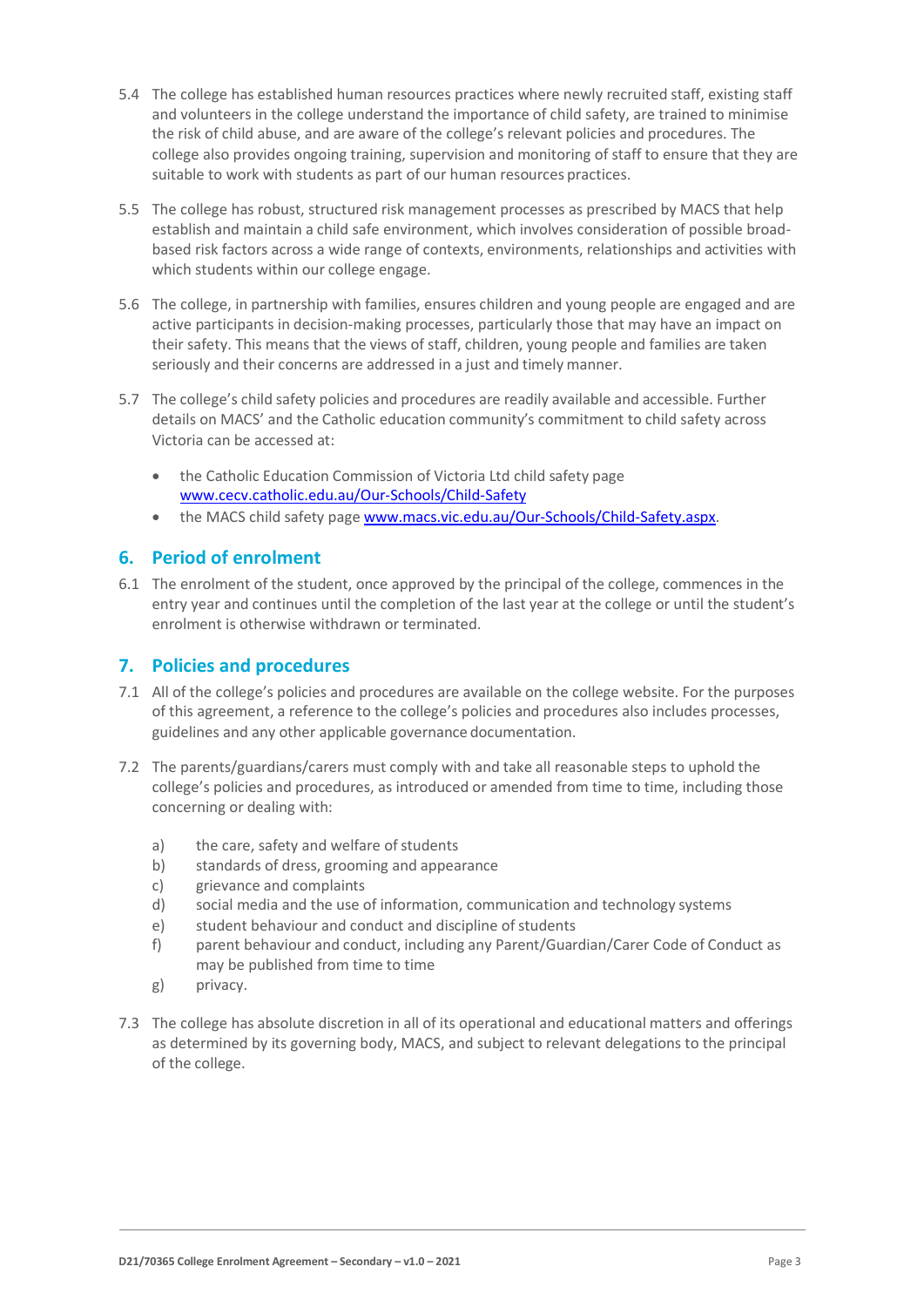5.4 The college has established human resources practices where newly recruited staff, existing staff and volunteers in the college understand the importance of child safety, are trained to minimise the risk of child abuse, and are aware of the college's relevant policies and procedures. The college also provides ongoing training, supervision and monitoring of staff to ensure that they are suitable to work with students as part of our human resources practices.

5.5 The college has robust, structured risk management processes as prescribed by MACS that help establish and maintain a child safe environment, which involves consideration of possible broad-based risk factors across a wide range of contexts, environments, relationships and activities with which students within our college engage.

5.6 The college, in partnership with families, ensures children and young people are engaged and are active participants in decision-making processes, particularly those that may have an impact on their safety. This means that the views of staff, children, young people and families are taken seriously and their concerns are addressed in a just and timely manner.

5.7 The college's child safety policies and procedures are readily available and accessible. Further details on MACS' and the Catholic education community's commitment to child safety across Victoria can be accessed at:

- the Catholic Education Commission of Victoria Ltd child safety page [www.cecv.catholic.edu.au/Our-Schools/Child-Safety](www.cecv.catholic.edu.au/Our-Schools/Child-Safety)
- the MACS child safety page [www.macs.vic.edu.au/Our-Schools/Child-Safety.aspx](www.macs.vic.edu.au/Our-Schools/Child-Safety.aspx).

## 6. Period of enrolment

6.1 The enrolment of the student, once approved by the principal of the college, commences in the entry year and continues until the completion of the last year at the college or until the student's enrolment is otherwise withdrawn or terminated.

## 7. Policies and procedures

7.1 All of the college's policies and procedures are available on the college website. For the purposes of this agreement, a reference to the college's policies and procedures also includes processes, guidelines and any other applicable governance documentation.

7.2 The parents/guardians/carers must comply with and take all reasonable steps to uphold the college's policies and procedures, as introduced or amended from time to time, including those concerning or dealing with:

a) the care, safety and welfare of students
b) standards of dress, grooming and appearance
c) grievance and complaints
d) social media and the use of information, communication and technology systems
e) student behaviour and conduct and discipline of students
f) parent behaviour and conduct, including any Parent/Guardian/Carer Code of Conduct as may be published from time to time
g) privacy.

7.3 The college has absolute discretion in all of its operational and educational matters and offerings as determined by its governing body, MACS, and subject to relevant delegations to the principal of the college.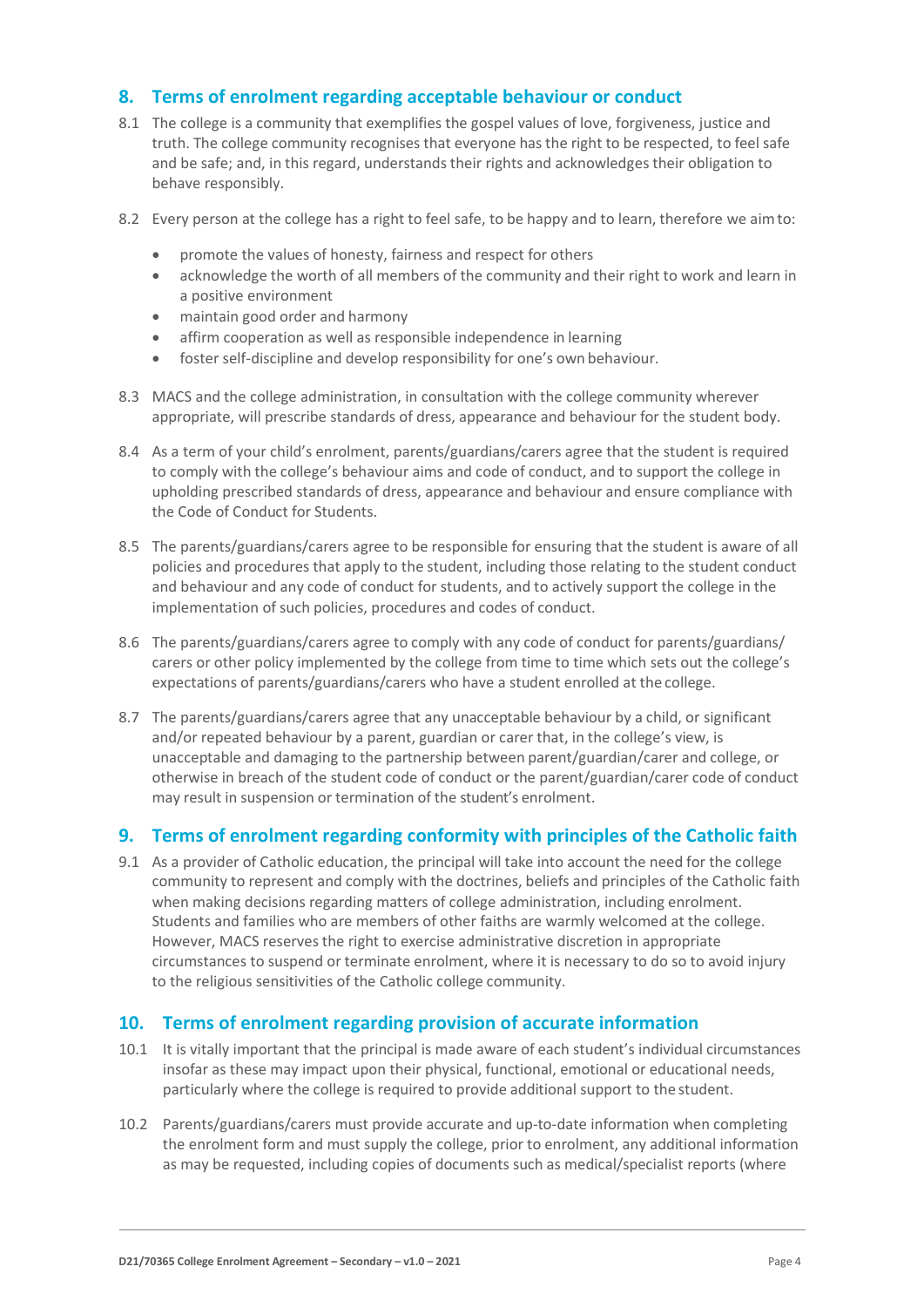## 8. Terms of enrolment regarding acceptable behaviour or conduct

8.1 The college is a community that exemplifies the gospel values of love, forgiveness, justice and truth. The college community recognises that everyone has the right to be respected, to feel safe and be safe; and, in this regard, understands their rights and acknowledges their obligation to behave responsibly.

8.2 Every person at the college has a right to feel safe, to be happy and to learn, therefore we aim to:

- promote the values of honesty, fairness and respect for others
- acknowledge the worth of all members of the community and their right to work and learn in a positive environment
- maintain good order and harmony
- affirm cooperation as well as responsible independence in learning
- foster self-discipline and develop responsibility for one's own behaviour.

8.3 MACS and the college administration, in consultation with the college community wherever appropriate, will prescribe standards of dress, appearance and behaviour for the student body.

8.4 As a term of your child's enrolment, parents/guardians/carers agree that the student is required to comply with the college's behaviour aims and code of conduct, and to support the college in upholding prescribed standards of dress, appearance and behaviour and ensure compliance with the Code of Conduct for Students.

8.5 The parents/guardians/carers agree to be responsible for ensuring that the student is aware of all policies and procedures that apply to the student, including those relating to the student conduct and behaviour and any code of conduct for students, and to actively support the college in the implementation of such policies, procedures and codes of conduct.

8.6 The parents/guardians/carers agree to comply with any code of conduct for parents/guardians/carers or other policy implemented by the college from time to time which sets out the college's expectations of parents/guardians/carers who have a student enrolled at the college.

8.7 The parents/guardians/carers agree that any unacceptable behaviour by a child, or significant and/or repeated behaviour by a parent, guardian or carer that, in the college's view, is unacceptable and damaging to the partnership between parent/guardian/carer and college, or otherwise in breach of the student code of conduct or the parent/guardian/carer code of conduct may result in suspension or termination of the student's enrolment.

## 9. Terms of enrolment regarding conformity with principles of the Catholic faith

9.1 As a provider of Catholic education, the principal will take into account the need for the college community to represent and comply with the doctrines, beliefs and principles of the Catholic faith when making decisions regarding matters of college administration, including enrolment. Students and families who are members of other faiths are warmly welcomed at the college. However, MACS reserves the right to exercise administrative discretion in appropriate circumstances to suspend or terminate enrolment, where it is necessary to do so to avoid injury to the religious sensitivities of the Catholic college community.

## 10. Terms of enrolment regarding provision of accurate information

10.1 It is vitally important that the principal is made aware of each student's individual circumstances insofar as these may impact upon their physical, functional, emotional or educational needs, particularly where the college is required to provide additional support to the student.

10.2 Parents/guardians/carers must provide accurate and up-to-date information when completing the enrolment form and must supply the college, prior to enrolment, any additional information as may be requested, including copies of documents such as medical/specialist reports (where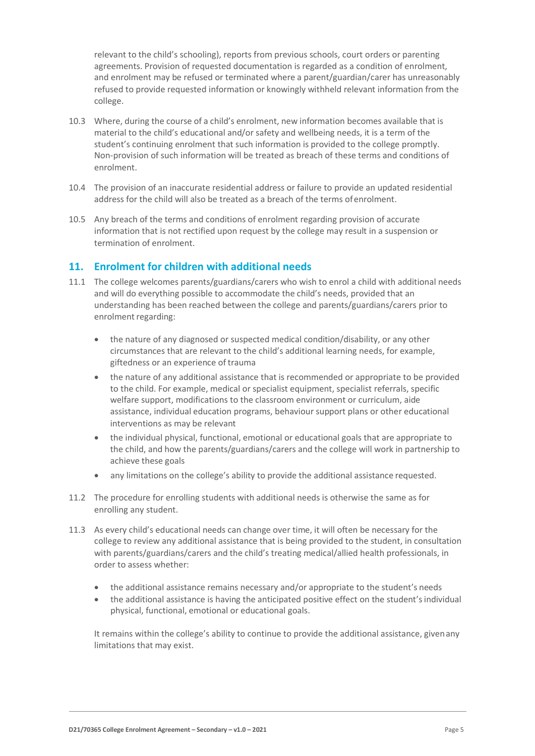relevant to the child's schooling), reports from previous schools, court orders or parenting agreements. Provision of requested documentation is regarded as a condition of enrolment, and enrolment may be refused or terminated where a parent/guardian/carer has unreasonably refused to provide requested information or knowingly withheld relevant information from the college.

10.3 Where, during the course of a child's enrolment, new information becomes available that is material to the child's educational and/or safety and wellbeing needs, it is a term of the student's continuing enrolment that such information is provided to the college promptly. Non-provision of such information will be treated as breach of these terms and conditions of enrolment.

10.4 The provision of an inaccurate residential address or failure to provide an updated residential address for the child will also be treated as a breach of the terms of enrolment.

10.5 Any breach of the terms and conditions of enrolment regarding provision of accurate information that is not rectified upon request by the college may result in a suspension or termination of enrolment.

## 11. Enrolment for children with additional needs

11.1 The college welcomes parents/guardians/carers who wish to enrol a child with additional needs and will do everything possible to accommodate the child's needs, provided that an understanding has been reached between the college and parents/guardians/carers prior to enrolment regarding:

- the nature of any diagnosed or suspected medical condition/disability, or any other circumstances that are relevant to the child's additional learning needs, for example, giftedness or an experience of trauma
- the nature of any additional assistance that is recommended or appropriate to be provided to the child. For example, medical or specialist equipment, specialist referrals, specific welfare support, modifications to the classroom environment or curriculum, aide assistance, individual education programs, behaviour support plans or other educational interventions as may be relevant
- the individual physical, functional, emotional or educational goals that are appropriate to the child, and how the parents/guardians/carers and the college will work in partnership to achieve these goals
- any limitations on the college's ability to provide the additional assistance requested.

11.2 The procedure for enrolling students with additional needs is otherwise the same as for enrolling any student.

11.3 As every child's educational needs can change over time, it will often be necessary for the college to review any additional assistance that is being provided to the student, in consultation with parents/guardians/carers and the child's treating medical/allied health professionals, in order to assess whether:

- the additional assistance remains necessary and/or appropriate to the student's needs
- the additional assistance is having the anticipated positive effect on the student's individual physical, functional, emotional or educational goals.

It remains within the college's ability to continue to provide the additional assistance, given any limitations that may exist.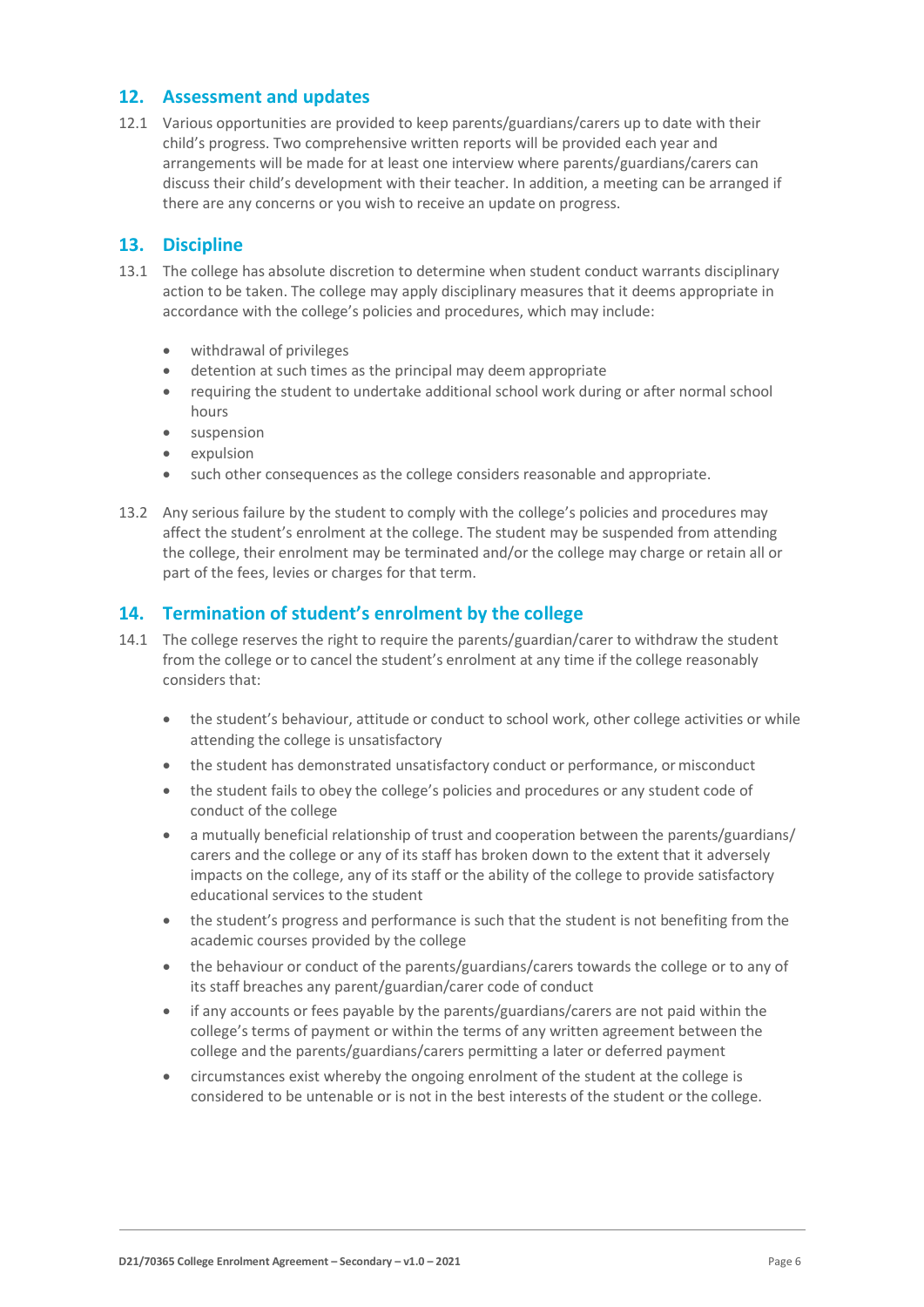## 12. Assessment and updates

12.1 Various opportunities are provided to keep parents/guardians/carers up to date with their child's progress. Two comprehensive written reports will be provided each year and arrangements will be made for at least one interview where parents/guardians/carers can discuss their child's development with their teacher. In addition, a meeting can be arranged if there are any concerns or you wish to receive an update on progress.

## 13. Discipline

13.1 The college has absolute discretion to determine when student conduct warrants disciplinary action to be taken. The college may apply disciplinary measures that it deems appropriate in accordance with the college's policies and procedures, which may include:

- withdrawal of privileges
- detention at such times as the principal may deem appropriate
- requiring the student to undertake additional school work during or after normal school hours
- suspension
- expulsion
- such other consequences as the college considers reasonable and appropriate.

13.2 Any serious failure by the student to comply with the college's policies and procedures may affect the student's enrolment at the college. The student may be suspended from attending the college, their enrolment may be terminated and/or the college may charge or retain all or part of the fees, levies or charges for that term.

## 14. Termination of student's enrolment by the college

14.1 The college reserves the right to require the parents/guardian/carer to withdraw the student from the college or to cancel the student's enrolment at any time if the college reasonably considers that:

- the student's behaviour, attitude or conduct to school work, other college activities or while attending the college is unsatisfactory
- the student has demonstrated unsatisfactory conduct or performance, or misconduct
- the student fails to obey the college's policies and procedures or any student code of conduct of the college
- a mutually beneficial relationship of trust and cooperation between the parents/guardians/ carers and the college or any of its staff has broken down to the extent that it adversely impacts on the college, any of its staff or the ability of the college to provide satisfactory educational services to the student
- the student's progress and performance is such that the student is not benefiting from the academic courses provided by the college
- the behaviour or conduct of the parents/guardians/carers towards the college or to any of its staff breaches any parent/guardian/carer code of conduct
- if any accounts or fees payable by the parents/guardians/carers are not paid within the college's terms of payment or within the terms of any written agreement between the college and the parents/guardians/carers permitting a later or deferred payment
- circumstances exist whereby the ongoing enrolment of the student at the college is considered to be untenable or is not in the best interests of the student or the college.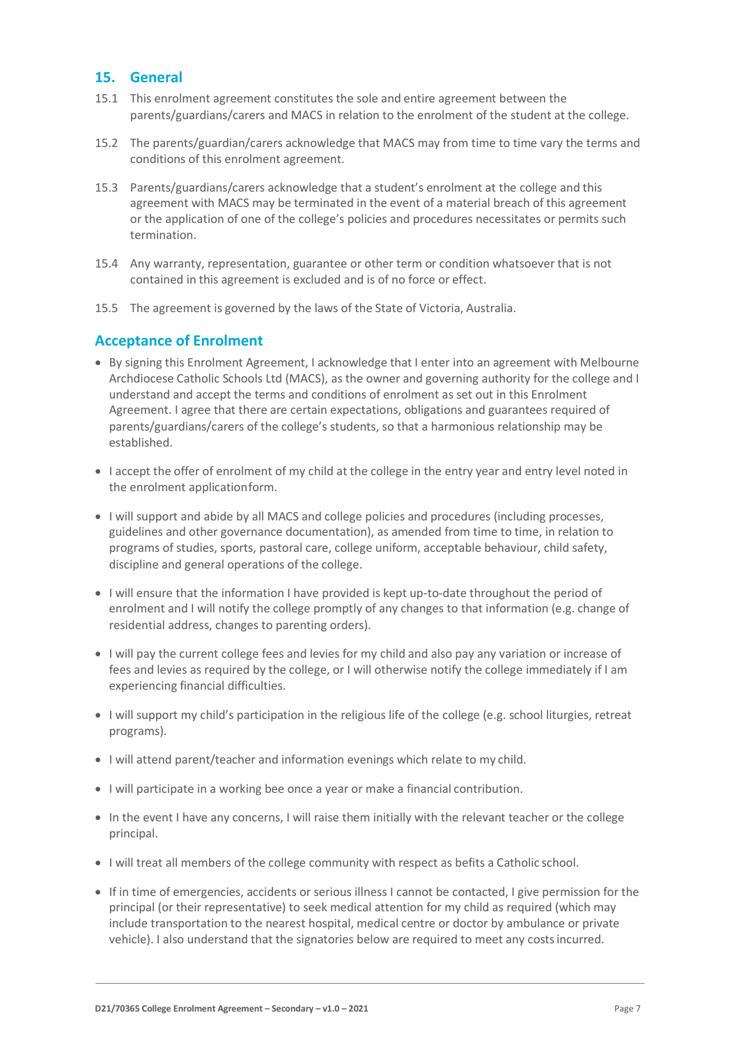## 15. General

15.1 This enrolment agreement constitutes the sole and entire agreement between the parents/guardians/carers and MACS in relation to the enrolment of the student at the college.

15.2 The parents/guardian/carers acknowledge that MACS may from time to time vary the terms and conditions of this enrolment agreement.

15.3 Parents/guardians/carers acknowledge that a student's enrolment at the college and this agreement with MACS may be terminated in the event of a material breach of this agreement or the application of one of the college's policies and procedures necessitates or permits such termination.

15.4 Any warranty, representation, guarantee or other term or condition whatsoever that is not contained in this agreement is excluded and is of no force or effect.

15.5 The agreement is governed by the laws of the State of Victoria, Australia.

## Acceptance of Enrolment

- By signing this Enrolment Agreement, I acknowledge that I enter into an agreement with Melbourne Archdiocese Catholic Schools Ltd (MACS), as the owner and governing authority for the college and I understand and accept the terms and conditions of enrolment as set out in this Enrolment Agreement. I agree that there are certain expectations, obligations and guarantees required of parents/guardians/carers of the college's students, so that a harmonious relationship may be established.
- I accept the offer of enrolment of my child at the college in the entry year and entry level noted in the enrolment application form.
- I will support and abide by all MACS and college policies and procedures (including processes, guidelines and other governance documentation), as amended from time to time, in relation to programs of studies, sports, pastoral care, college uniform, acceptable behaviour, child safety, discipline and general operations of the college.
- I will ensure that the information I have provided is kept up-to-date throughout the period of enrolment and I will notify the college promptly of any changes to that information (e.g. change of residential address, changes to parenting orders).
- I will pay the current college fees and levies for my child and also pay any variation or increase of fees and levies as required by the college, or I will otherwise notify the college immediately if I am experiencing financial difficulties.
- I will support my child's participation in the religious life of the college (e.g. school liturgies, retreat programs).
- I will attend parent/teacher and information evenings which relate to my child.
- I will participate in a working bee once a year or make a financial contribution.
- In the event I have any concerns, I will raise them initially with the relevant teacher or the college principal.
- I will treat all members of the college community with respect as befits a Catholic school.
- If in time of emergencies, accidents or serious illness I cannot be contacted, I give permission for the principal (or their representative) to seek medical attention for my child as required (which may include transportation to the nearest hospital, medical centre or doctor by ambulance or private vehicle). I also understand that the signatories below are required to meet any costs incurred.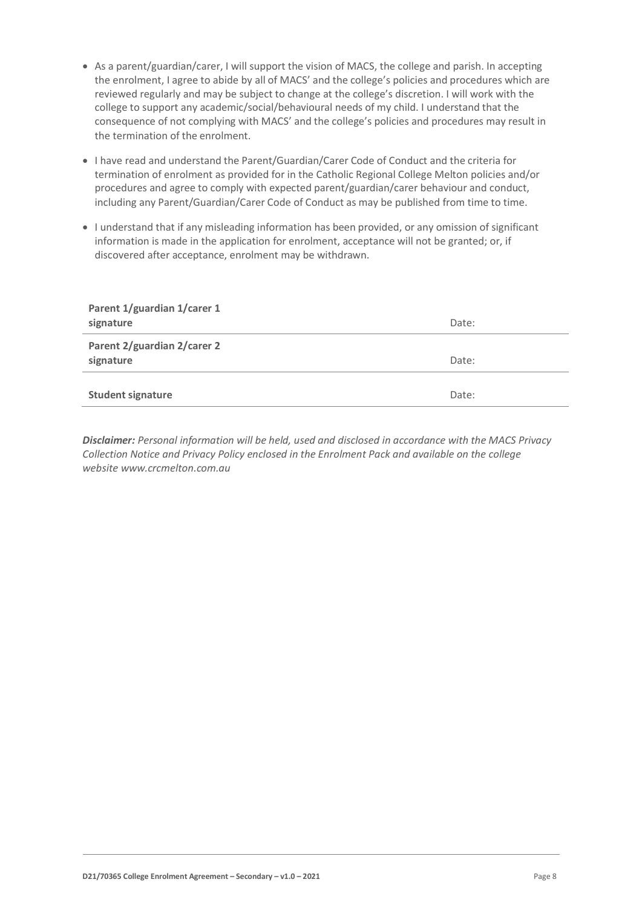- As a parent/guardian/carer, I will support the vision of MACS, the college and parish. In accepting the enrolment, I agree to abide by all of MACS' and the college's policies and procedures which are reviewed regularly and may be subject to change at the college's discretion. I will work with the college to support any academic/social/behavioural needs of my child. I understand that the consequence of not complying with MACS' and the college's policies and procedures may result in the termination of the enrolment.
- I have read and understand the Parent/Guardian/Carer Code of Conduct and the criteria for termination of enrolment as provided for in the Catholic Regional College Melton policies and/or procedures and agree to comply with expected parent/guardian/carer behaviour and conduct, including any Parent/Guardian/Carer Code of Conduct as may be published from time to time.
- I understand that if any misleading information has been provided, or any omission of significant information is made in the application for enrolment, acceptance will not be granted; or, if discovered after acceptance, enrolment may be withdrawn.

| | |
|---|---|
| **Parent 1/guardian 1/carer 1 signature** | Date: |
| **Parent 2/guardian 2/carer 2 signature** | Date: |
| **Student signature** | Date: |

***Disclaimer:*** *Personal information will be held, used and disclosed in accordance with the MACS Privacy Collection Notice and Privacy Policy enclosed in the Enrolment Pack and available on the college website www.crcmelton.com.au*